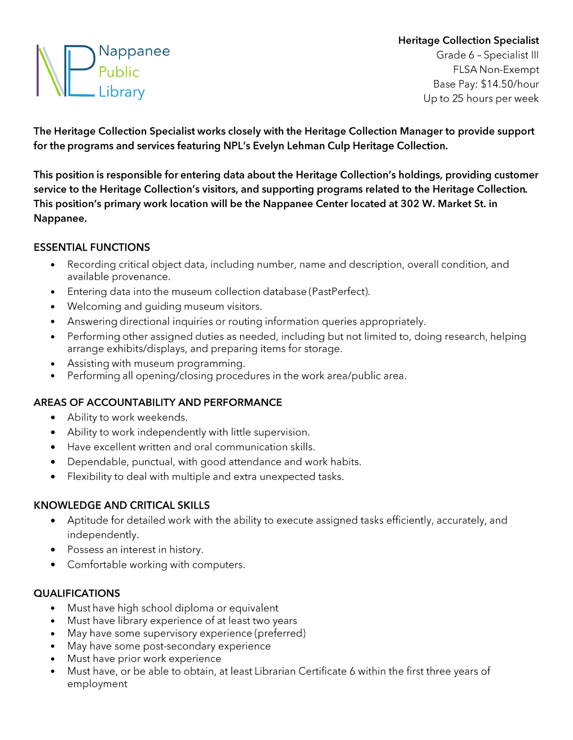Nappanee Public Library

**Heritage Collection Specialist**
Grade 6 – Specialist III
FLSA Non-Exempt
Base Pay: $14.50/hour
Up to 25 hours per week

**The Heritage Collection Specialist works closely with the Heritage Collection Manager to provide support for the programs and services featuring NPL's Evelyn Lehman Culp Heritage Collection.**

**This position is responsible for entering data about the Heritage Collection's holdings, providing customer service to the Heritage Collection's visitors, and supporting programs related to the Heritage Collection. This position's primary work location will be the Nappanee Center located at 302 W. Market St. in Nappanee.**

## ESSENTIAL FUNCTIONS

- Recording critical object data, including number, name and description, overall condition, and available provenance.
- Entering data into the museum collection database (PastPerfect).
- Welcoming and guiding museum visitors.
- Answering directional inquiries or routing information queries appropriately.
- Performing other assigned duties as needed, including but not limited to, doing research, helping arrange exhibits/displays, and preparing items for storage.
- Assisting with museum programming.
- Performing all opening/closing procedures in the work area/public area.

## AREAS OF ACCOUNTABILITY AND PERFORMANCE

- Ability to work weekends.
- Ability to work independently with little supervision.
- Have excellent written and oral communication skills.
- Dependable, punctual, with good attendance and work habits.
- Flexibility to deal with multiple and extra unexpected tasks.

## KNOWLEDGE AND CRITICAL SKILLS

- Aptitude for detailed work with the ability to execute assigned tasks efficiently, accurately, and independently.
- Possess an interest in history.
- Comfortable working with computers.

## QUALIFICATIONS

- Must have high school diploma or equivalent
- Must have library experience of at least two years
- May have some supervisory experience (preferred)
- May have some post-secondary experience
- Must have prior work experience
- Must have, or be able to obtain, at least Librarian Certificate 6 within the first three years of employment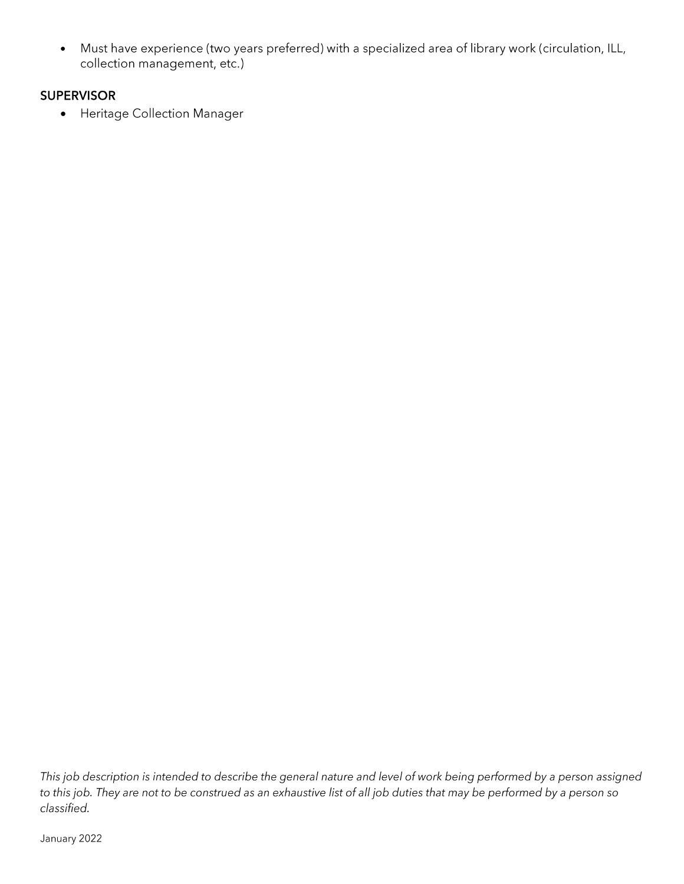- Must have experience (two years preferred) with a specialized area of library work (circulation, ILL, collection management, etc.)

## SUPERVISOR

- Heritage Collection Manager

*This job description is intended to describe the general nature and level of work being performed by a person assigned to this job. They are not to be construed as an exhaustive list of all job duties that may be performed by a person so classified.*

January 2022